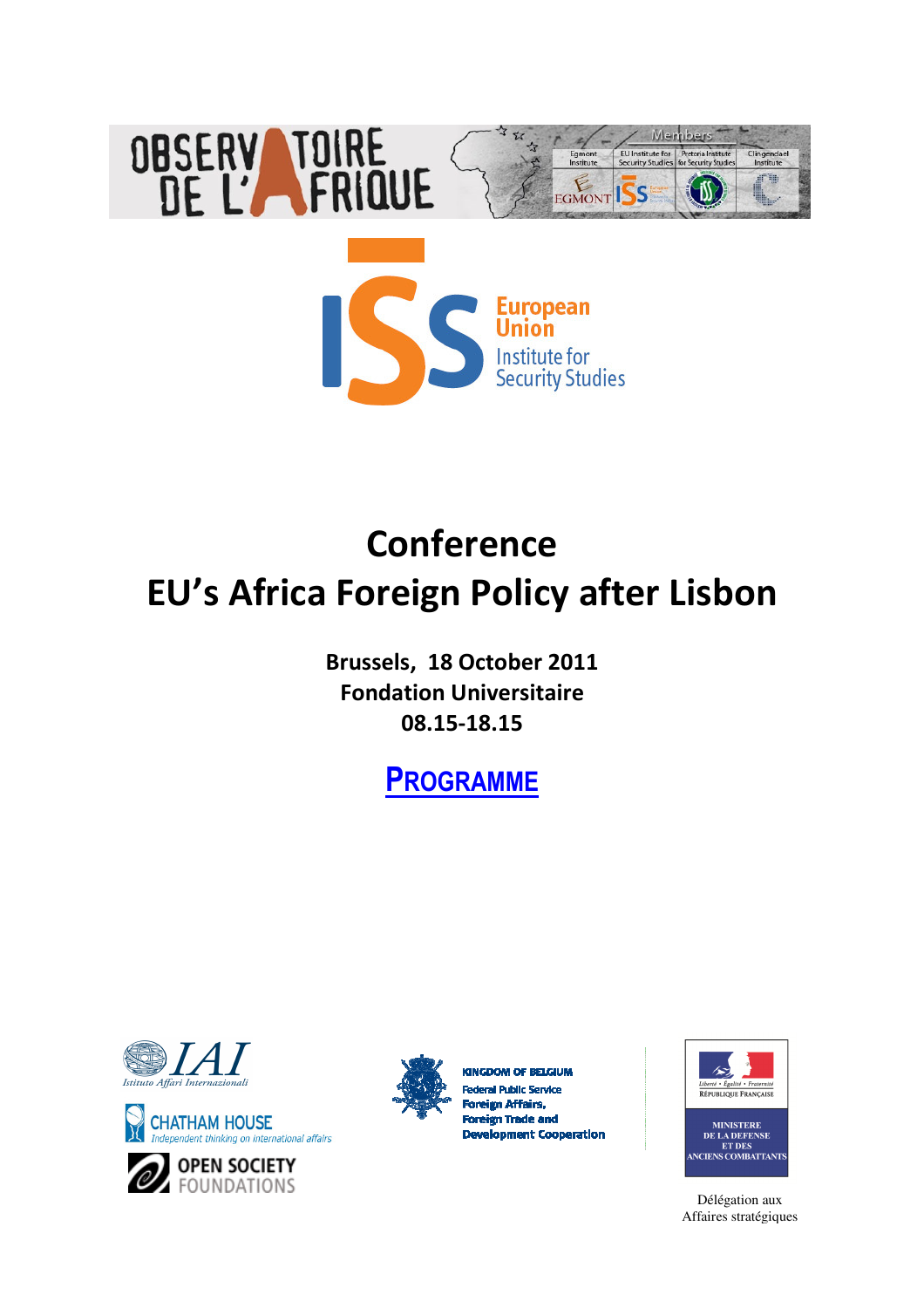OBSERVATOIRE DE L'AFRIQUE

Members: Egmont Institute | EU Institute for Security Studies | Pretoria Institute for Security Studies | Clingendael Institute

European Union Institute for Security Studies

# Conference
# EU's Africa Foreign Policy after Lisbon

**Brussels, 18 October 2011**
**Fondation Universitaire**
**08.15-18.15**

## PROGRAMME

IAI Istituto Affari Internazionali

CHATHAM HOUSE Independent thinking on international affairs

OPEN SOCIETY FOUNDATIONS

KINGDOM OF BELGIUM
Federal Public Service
Foreign Affairs,
Foreign Trade and
Development Cooperation

Liberté • Égalité • Fraternité
RÉPUBLIQUE FRANÇAISE
MINISTERE DE LA DEFENSE ET DES ANCIENS COMBATTANTS

Délégation aux Affaires stratégiques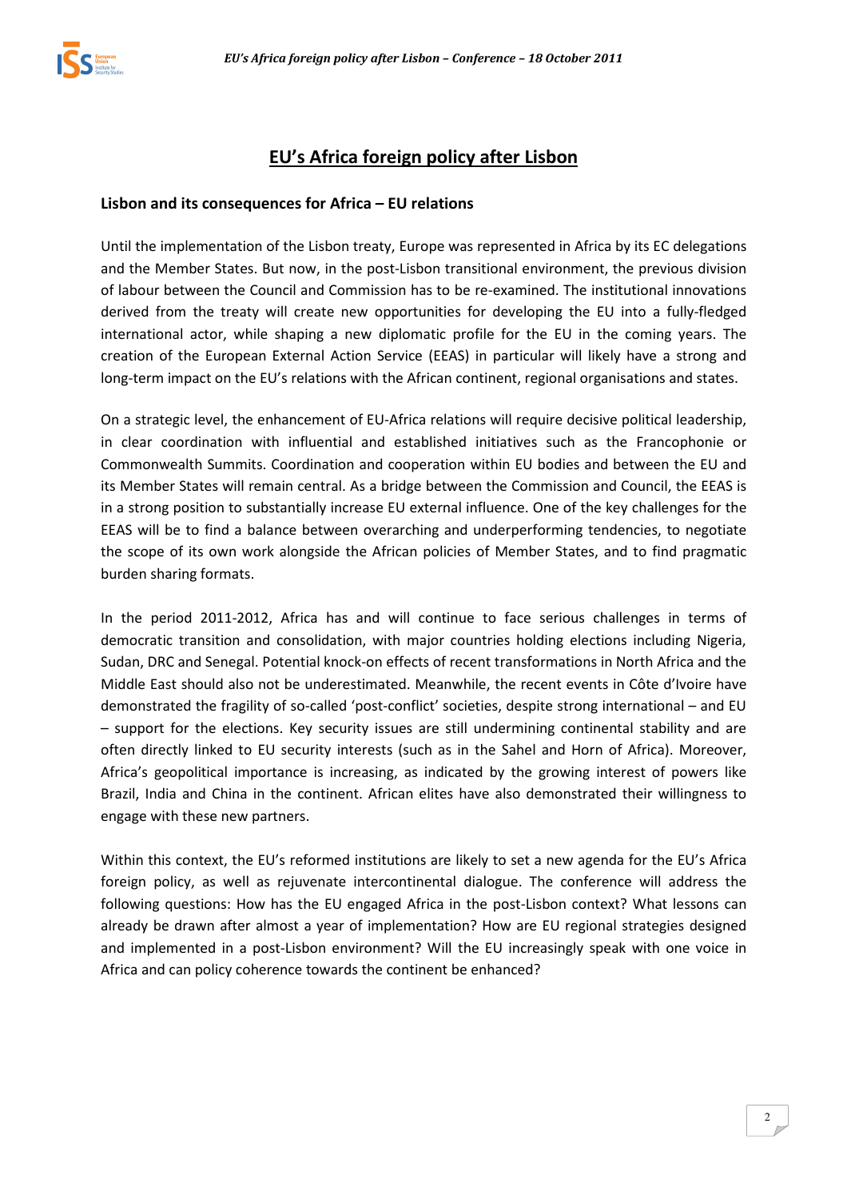# EU's Africa foreign policy after Lisbon

## Lisbon and its consequences for Africa – EU relations

Until the implementation of the Lisbon treaty, Europe was represented in Africa by its EC delegations and the Member States. But now, in the post-Lisbon transitional environment, the previous division of labour between the Council and Commission has to be re-examined. The institutional innovations derived from the treaty will create new opportunities for developing the EU into a fully-fledged international actor, while shaping a new diplomatic profile for the EU in the coming years. The creation of the European External Action Service (EEAS) in particular will likely have a strong and long-term impact on the EU's relations with the African continent, regional organisations and states.

On a strategic level, the enhancement of EU-Africa relations will require decisive political leadership, in clear coordination with influential and established initiatives such as the Francophonie or Commonwealth Summits. Coordination and cooperation within EU bodies and between the EU and its Member States will remain central. As a bridge between the Commission and Council, the EEAS is in a strong position to substantially increase EU external influence. One of the key challenges for the EEAS will be to find a balance between overarching and underperforming tendencies, to negotiate the scope of its own work alongside the African policies of Member States, and to find pragmatic burden sharing formats.

In the period 2011-2012, Africa has and will continue to face serious challenges in terms of democratic transition and consolidation, with major countries holding elections including Nigeria, Sudan, DRC and Senegal. Potential knock-on effects of recent transformations in North Africa and the Middle East should also not be underestimated. Meanwhile, the recent events in Côte d'Ivoire have demonstrated the fragility of so-called 'post-conflict' societies, despite strong international – and EU – support for the elections. Key security issues are still undermining continental stability and are often directly linked to EU security interests (such as in the Sahel and Horn of Africa). Moreover, Africa's geopolitical importance is increasing, as indicated by the growing interest of powers like Brazil, India and China in the continent. African elites have also demonstrated their willingness to engage with these new partners.

Within this context, the EU's reformed institutions are likely to set a new agenda for the EU's Africa foreign policy, as well as rejuvenate intercontinental dialogue. The conference will address the following questions: How has the EU engaged Africa in the post-Lisbon context? What lessons can already be drawn after almost a year of implementation? How are EU regional strategies designed and implemented in a post-Lisbon environment? Will the EU increasingly speak with one voice in Africa and can policy coherence towards the continent be enhanced?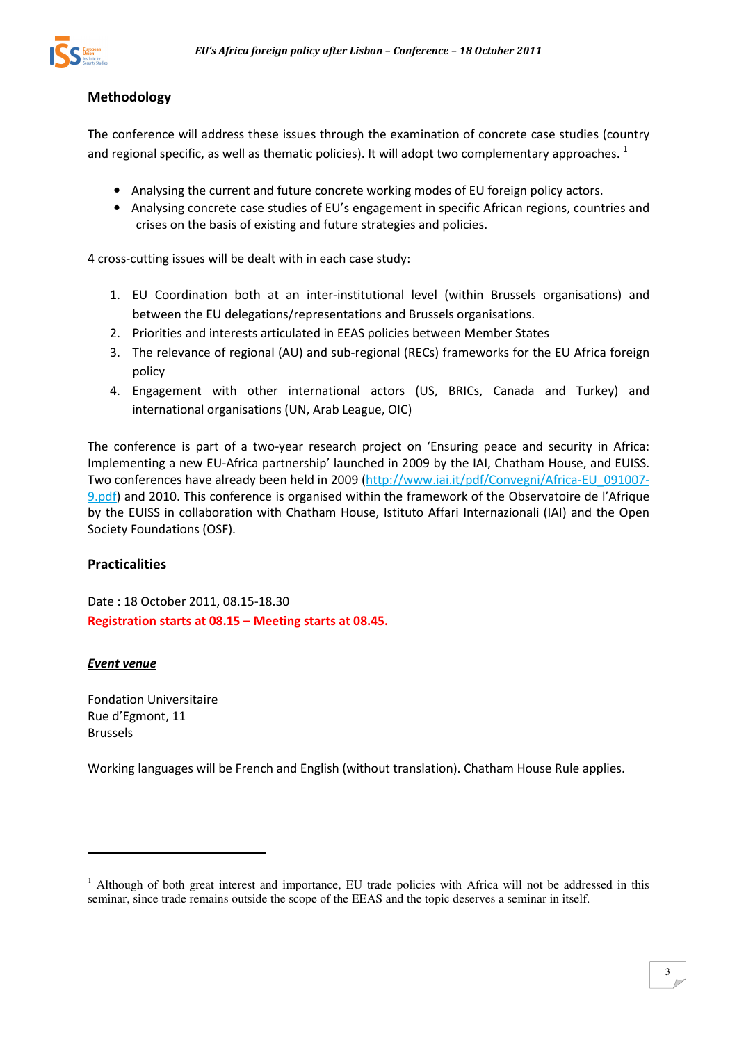## Methodology

The conference will address these issues through the examination of concrete case studies (country and regional specific, as well as thematic policies). It will adopt two complementary approaches. [1]

- Analysing the current and future concrete working modes of EU foreign policy actors.
- Analysing concrete case studies of EU's engagement in specific African regions, countries and crises on the basis of existing and future strategies and policies.

4 cross-cutting issues will be dealt with in each case study:

1. EU Coordination both at an inter-institutional level (within Brussels organisations) and between the EU delegations/representations and Brussels organisations.
2. Priorities and interests articulated in EEAS policies between Member States
3. The relevance of regional (AU) and sub-regional (RECs) frameworks for the EU Africa foreign policy
4. Engagement with other international actors (US, BRICs, Canada and Turkey) and international organisations (UN, Arab League, OIC)

The conference is part of a two-year research project on 'Ensuring peace and security in Africa: Implementing a new EU-Africa partnership' launched in 2009 by the IAI, Chatham House, and EUISS. Two conferences have already been held in 2009 (http://www.iai.it/pdf/Convegni/Africa-EU_091007-9.pdf) and 2010. This conference is organised within the framework of the Observatoire de l'Afrique by the EUISS in collaboration with Chatham House, Istituto Affari Internazionali (IAI) and the Open Society Foundations (OSF).

## Practicalities

Date : 18 October 2011, 08.15-18.30

**Registration starts at 08.15 – Meeting starts at 08.45.**

***Event venue***

Fondation Universitaire
Rue d'Egmont, 11
Brussels

Working languages will be French and English (without translation). Chatham House Rule applies.

---

[1] Although of both great interest and importance, EU trade policies with Africa will not be addressed in this seminar, since trade remains outside the scope of the EEAS and the topic deserves a seminar in itself.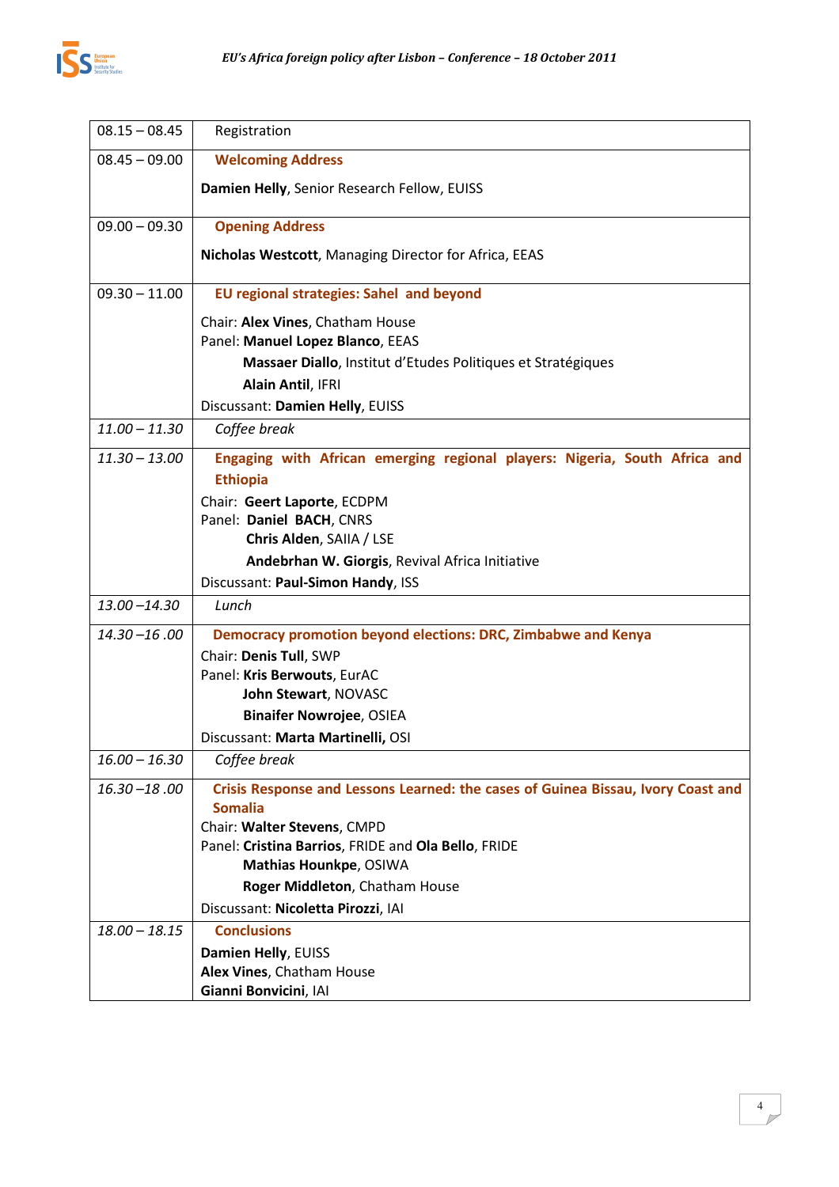| | |
|---|---|
| 08.15 – 08.45 | Registration |
| 08.45 – 09.00 | **Welcoming Address**<br>**Damien Helly**, Senior Research Fellow, EUISS |
| 09.00 – 09.30 | **Opening Address**<br>**Nicholas Westcott**, Managing Director for Africa, EEAS |
| 09.30 – 11.00 | **EU regional strategies: Sahel and beyond**<br>Chair: **Alex Vines**, Chatham House<br>Panel: **Manuel Lopez Blanco**, EEAS<br>**Massaer Diallo**, Institut d'Etudes Politiques et Stratégiques<br>**Alain Antil**, IFRI<br>Discussant: **Damien Helly**, EUISS |
| *11.00 – 11.30* | *Coffee break* |
| *11.30 – 13.00* | **Engaging with African emerging regional players: Nigeria, South Africa and Ethiopia**<br>Chair: **Geert Laporte**, ECDPM<br>Panel: **Daniel BACH**, CNRS<br>**Chris Alden**, SAIIA / LSE<br>**Andebrhan W. Giorgis**, Revival Africa Initiative<br>Discussant: **Paul-Simon Handy**, ISS |
| *13.00 –14.30* | *Lunch* |
| *14.30 –16 .00* | **Democracy promotion beyond elections: DRC, Zimbabwe and Kenya**<br>Chair: **Denis Tull**, SWP<br>Panel: **Kris Berwouts**, EurAC<br>**John Stewart**, NOVASC<br>**Binaifer Nowrojee**, OSIEA<br>Discussant: **Marta Martinelli,** OSI |
| *16.00 – 16.30* | *Coffee break* |
| *16.30 –18 .00* | **Crisis Response and Lessons Learned: the cases of Guinea Bissau, Ivory Coast and Somalia**<br>Chair: **Walter Stevens**, CMPD<br>Panel: **Cristina Barrios**, FRIDE and **Ola Bello**, FRIDE<br>**Mathias Hounkpe**, OSIWA<br>**Roger Middleton**, Chatham House<br>Discussant: **Nicoletta Pirozzi**, IAI |
| *18.00 – 18.15* | **Conclusions**<br>**Damien Helly**, EUISS<br>**Alex Vines**, Chatham House<br>**Gianni Bonvicini**, IAI |